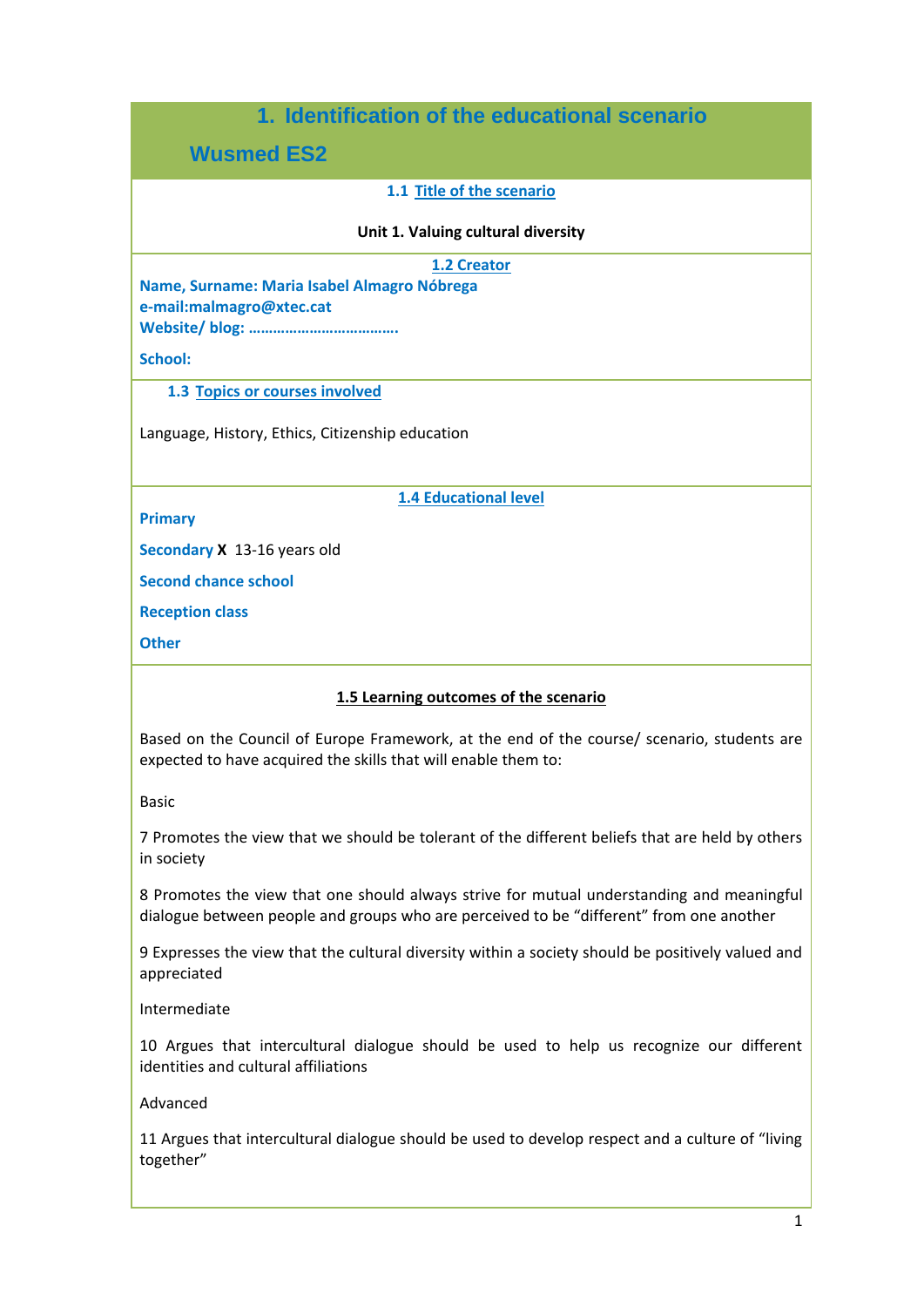# 1. Identification of the educational scenario

## Wusmed ES2

### 1.1 Title of the scenario

**Unit 1. Valuing cultural diversity**

### 1.2 Creator

**Name, Surname: Maria Isabel Almagro Nóbrega**
**e-mail:malmagro@xtec.cat**
**Website/ blog: ……………………………….**

**School:**

### 1.3 Topics or courses involved

Language, History, Ethics, Citizenship education

### 1.4 Educational level

**Primary**

**Secondary X** 13-16 years old

**Second chance school**

**Reception class**

**Other**

### 1.5 Learning outcomes of the scenario

Based on the Council of Europe Framework, at the end of the course/ scenario, students are expected to have acquired the skills that will enable them to:

Basic

7 Promotes the view that we should be tolerant of the different beliefs that are held by others in society

8 Promotes the view that one should always strive for mutual understanding and meaningful dialogue between people and groups who are perceived to be "different" from one another

9 Expresses the view that the cultural diversity within a society should be positively valued and appreciated

Intermediate

10 Argues that intercultural dialogue should be used to help us recognize our different identities and cultural affiliations

Advanced

11 Argues that intercultural dialogue should be used to develop respect and a culture of "living together"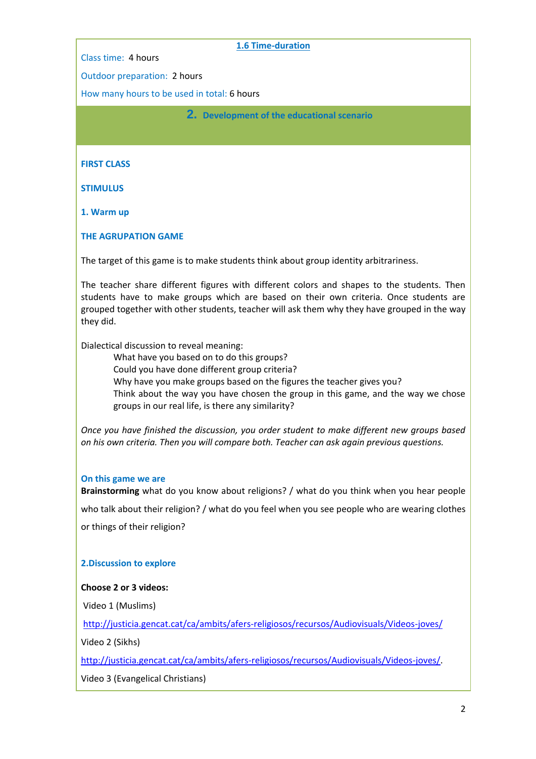### 1.6 Time-duration

Class time: 4 hours

Outdoor preparation: 2 hours

How many hours to be used in total: 6 hours

## 2. Development of the educational scenario

**FIRST CLASS**

**STIMULUS**

**1. Warm up**

**THE AGRUPATION GAME**

The target of this game is to make students think about group identity arbitrariness.

The teacher share different figures with different colors and shapes to the students. Then students have to make groups which are based on their own criteria. Once students are grouped together with other students, teacher will ask them why they have grouped in the way they did.

Dialectical discussion to reveal meaning:

> What have you based on to do this groups?
> Could you have done different group criteria?
> Why have you make groups based on the figures the teacher gives you?
> Think about the way you have chosen the group in this game, and the way we chose groups in our real life, is there any similarity?

*Once you have finished the discussion, you order student to make different new groups based on his own criteria. Then you will compare both. Teacher can ask again previous questions.*

**On this game we are**

**Brainstorming** what do you know about religions? / what do you think when you hear people who talk about their religion? / what do you feel when you see people who are wearing clothes or things of their religion?

**2.Discussion to explore**

**Choose 2 or 3 videos:**

Video 1 (Muslims)

http://justicia.gencat.cat/ca/ambits/afers-religiosos/recursos/Audiovisuals/Videos-joves/

Video 2 (Sikhs)

http://justicia.gencat.cat/ca/ambits/afers-religiosos/recursos/Audiovisuals/Videos-joves/.

Video 3 (Evangelical Christians)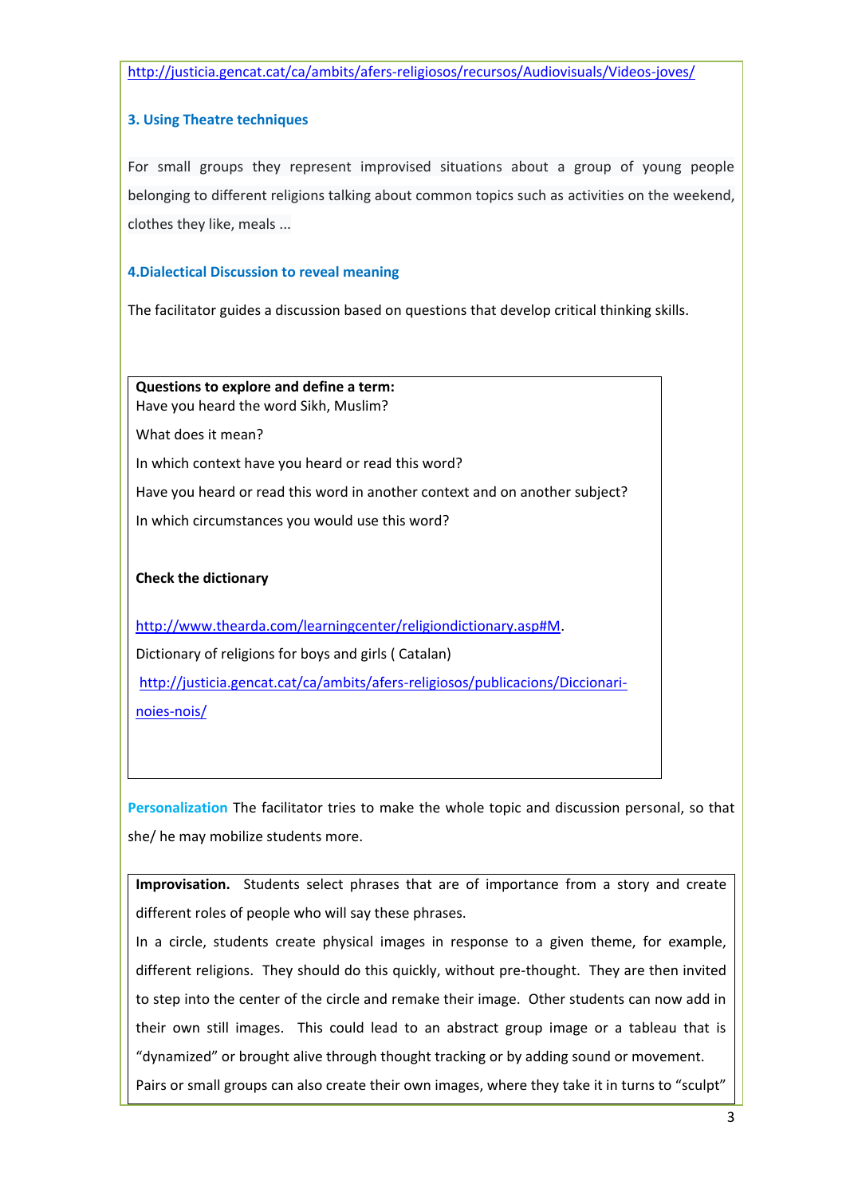http://justicia.gencat.cat/ca/ambits/afers-religiosos/recursos/Audiovisuals/Videos-joves/

### 3. Using Theatre techniques

For small groups they represent improvised situations about a group of young people belonging to different religions talking about common topics such as activities on the weekend, clothes they like, meals ...

### 4.Dialectical Discussion to reveal meaning

The facilitator guides a discussion based on questions that develop critical thinking skills.

**Questions to explore and define a term:**

Have you heard the word Sikh, Muslim?

What does it mean?

In which context have you heard or read this word?

Have you heard or read this word in another context and on another subject?

In which circumstances you would use this word?

**Check the dictionary**

http://www.thearda.com/learningcenter/religiondictionary.asp#M.

Dictionary of religions for boys and girls ( Catalan)

http://justicia.gencat.cat/ca/ambits/afers-religiosos/publicacions/Diccionari-noies-nois/

**Personalization** The facilitator tries to make the whole topic and discussion personal, so that she/ he may mobilize students more.

**Improvisation.** Students select phrases that are of importance from a story and create different roles of people who will say these phrases.

In a circle, students create physical images in response to a given theme, for example, different religions. They should do this quickly, without pre-thought. They are then invited to step into the center of the circle and remake their image. Other students can now add in their own still images. This could lead to an abstract group image or a tableau that is "dynamized" or brought alive through thought tracking or by adding sound or movement.

Pairs or small groups can also create their own images, where they take it in turns to "sculpt"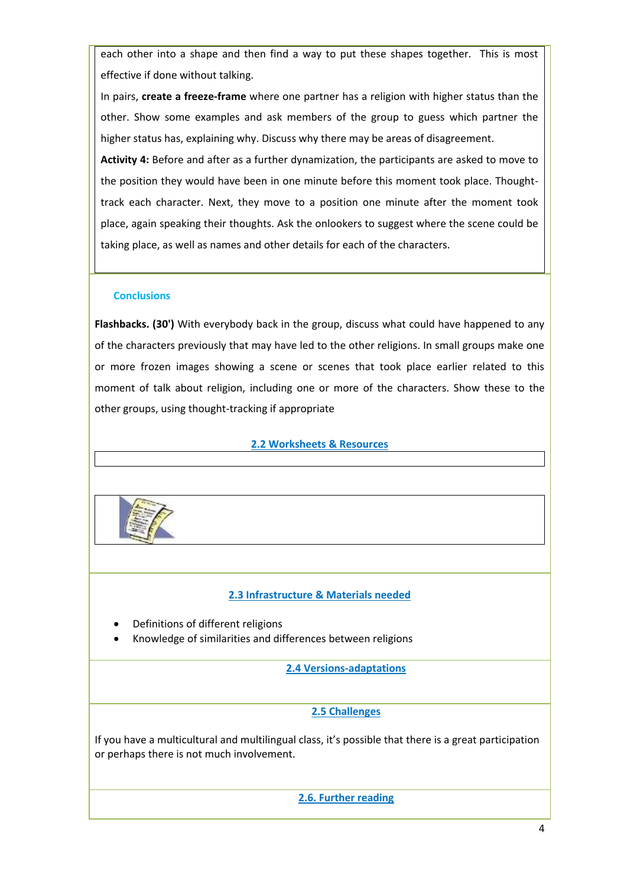each other into a shape and then find a way to put these shapes together. This is most effective if done without talking.

In pairs, **create a freeze-frame** where one partner has a religion with higher status than the other. Show some examples and ask members of the group to guess which partner the higher status has, explaining why. Discuss why there may be areas of disagreement.

**Activity 4:** Before and after as a further dynamization, the participants are asked to move to the position they would have been in one minute before this moment took place. Thought-track each character. Next, they move to a position one minute after the moment took place, again speaking their thoughts. Ask the onlookers to suggest where the scene could be taking place, as well as names and other details for each of the characters.

### Conclusions

**Flashbacks. (30')** With everybody back in the group, discuss what could have happened to any of the characters previously that may have led to the other religions. In small groups make one or more frozen images showing a scene or scenes that took place earlier related to this moment of talk about religion, including one or more of the characters. Show these to the other groups, using thought-tracking if appropriate

## 2.2 Worksheets & Resources

## 2.3 Infrastructure & Materials needed

- Definitions of different religions
- Knowledge of similarities and differences between religions

## 2.4 Versions-adaptations

## 2.5 Challenges

If you have a multicultural and multilingual class, it's possible that there is a great participation or perhaps there is not much involvement.

## 2.6. Further reading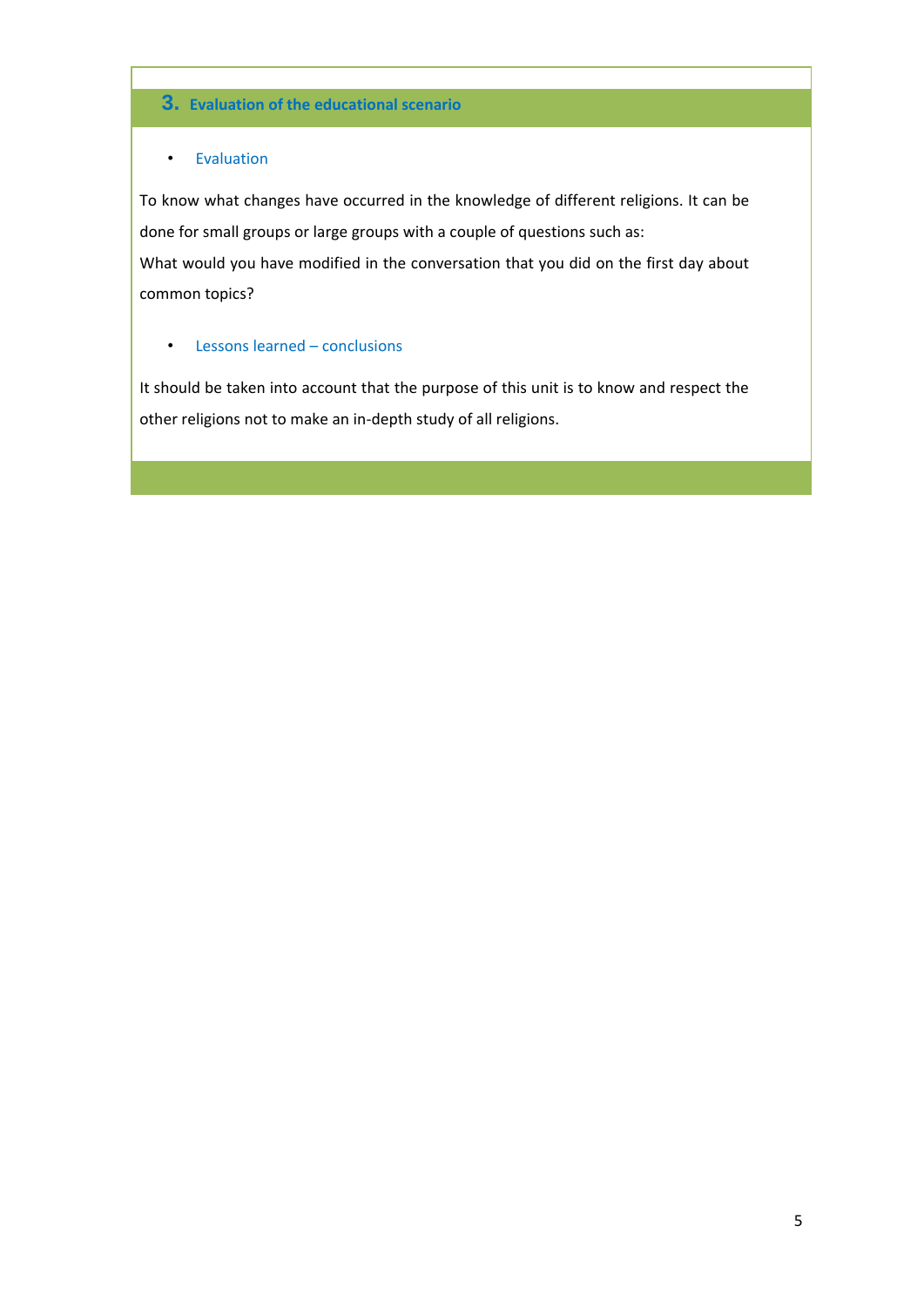## 3. Evaluation of the educational scenario

- Evaluation

To know what changes have occurred in the knowledge of different religions. It can be done for small groups or large groups with a couple of questions such as:
What would you have modified in the conversation that you did on the first day about common topics?

- Lessons learned – conclusions

It should be taken into account that the purpose of this unit is to know and respect the other religions not to make an in-depth study of all religions.